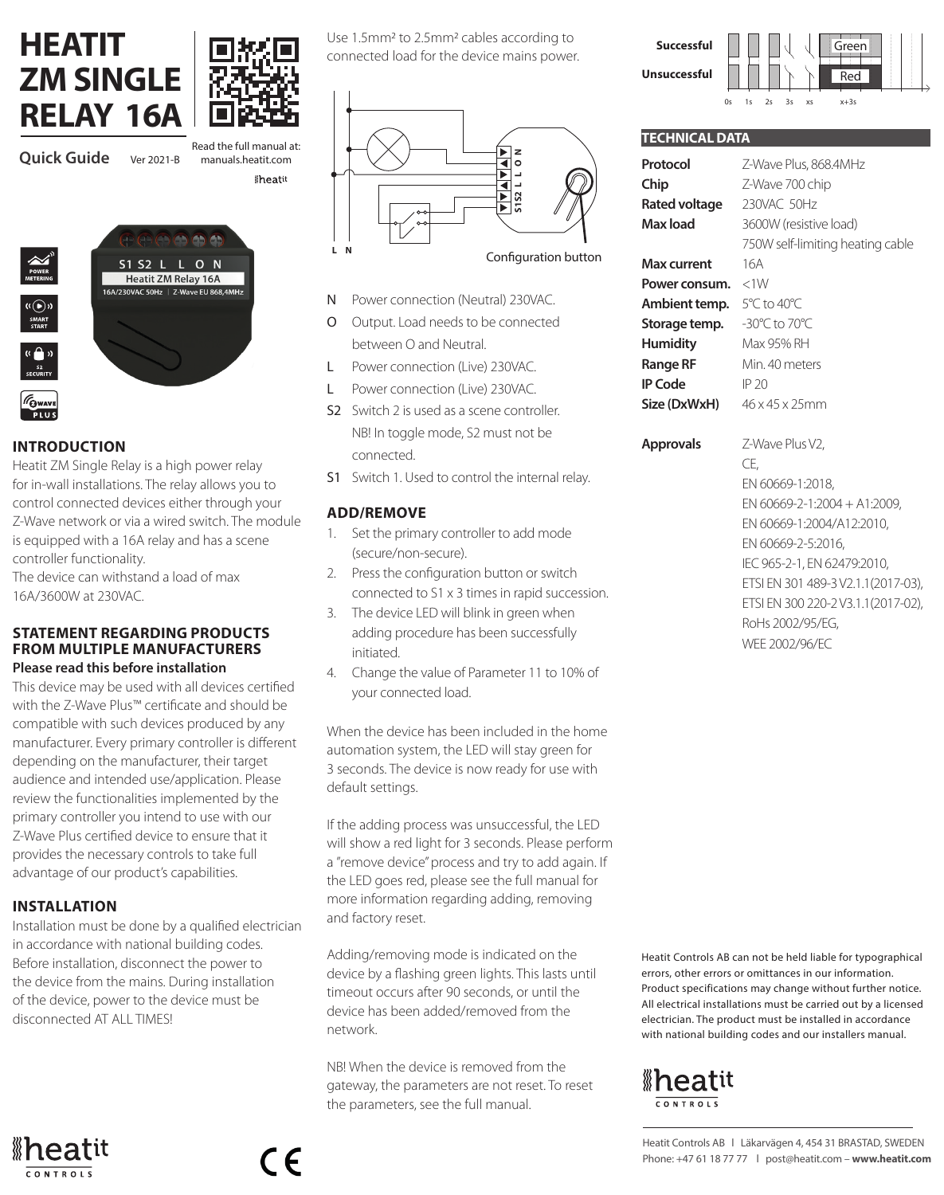# HEATIT ZM SINGLE RELAY 16A

**Quick Guide** Ver 2021-B

Read the full manual at: manuals.heatit.com

## INTRODUCTION

Heatit ZM Single Relay is a high power relay for in-wall installations. The relay allows you to control connected devices either through your Z-Wave network or via a wired switch. The module is equipped with a 16A relay and has a scene controller functionality.
The device can withstand a load of max 16A/3600W at 230VAC.

## STATEMENT REGARDING PRODUCTS FROM MULTIPLE MANUFACTURERS

**Please read this before installation**

This device may be used with all devices certified with the Z-Wave Plus™ certificate and should be compatible with such devices produced by any manufacturer. Every primary controller is different depending on the manufacturer, their target audience and intended use/application. Please review the functionalities implemented by the primary controller you intend to use with our Z-Wave Plus certified device to ensure that it provides the necessary controls to take full advantage of our product's capabilities.

## INSTALLATION

Installation must be done by a qualified electrician in accordance with national building codes. Before installation, disconnect the power to the device from the mains. During installation of the device, power to the device must be disconnected AT ALL TIMES!

Use 1.5mm² to 2.5mm² cables according to connected load for the device mains power.

Configuration button

- N Power connection (Neutral) 230VAC.
- O Output. Load needs to be connected between O and Neutral.
- L Power connection (Live) 230VAC.
- L Power connection (Live) 230VAC.
- S2 Switch 2 is used as a scene controller. NB! In toggle mode, S2 must not be connected.
- S1 Switch 1. Used to control the internal relay.

## ADD/REMOVE

1. Set the primary controller to add mode (secure/non-secure).
2. Press the configuration button or switch connected to S1 x 3 times in rapid succession.
3. The device LED will blink in green when adding procedure has been successfully initiated.
4. Change the value of Parameter 11 to 10% of your connected load.

When the device has been included in the home automation system, the LED will stay green for 3 seconds. The device is now ready for use with default settings.

If the adding process was unsuccessful, the LED will show a red light for 3 seconds. Please perform a "remove device" process and try to add again. If the LED goes red, please see the full manual for more information regarding adding, removing and factory reset.

Adding/removing mode is indicated on the device by a flashing green lights. This lasts until timeout occurs after 90 seconds, or until the device has been added/removed from the network.

NB! When the device is removed from the gateway, the parameters are not reset. To reset the parameters, see the full manual.

Successful — Green
Unsuccessful — Red
0s 1s 2s 3s xs x+3s

## TECHNICAL DATA

| | |
|---|---|
| **Protocol** | Z-Wave Plus, 868.4MHz |
| **Chip** | Z-Wave 700 chip |
| **Rated voltage** | 230VAC 50Hz |
| **Max load** | 3600W (resistive load)<br>750W self-limiting heating cable |
| **Max current** | 16A |
| **Power consum.** | <1W |
| **Ambient temp.** | 5°C to 40°C |
| **Storage temp.** | -30°C to 70°C |
| **Humidity** | Max 95% RH |
| **Range RF** | Min. 40 meters |
| **IP Code** | IP 20 |
| **Size (DxWxH)** | 46 x 45 x 25mm |
| **Approvals** | Z-Wave Plus V2,<br>CE,<br>EN 60669-1:2018,<br>EN 60669-2-1:2004 + A1:2009,<br>EN 60669-1:2004/A12:2010,<br>EN 60669-2-5:2016,<br>IEC 965-2-1, EN 62479:2010,<br>ETSI EN 301 489-3 V2.1.1(2017-03),<br>ETSI EN 300 220-2 V3.1.1(2017-02),<br>RoHs 2002/95/EG,<br>WEE 2002/96/EC |

Heatit Controls AB can not be held liable for typographical errors, other errors or omittances in our information. Product specifications may change without further notice. All electrical installations must be carried out by a licensed electrician. The product must be installed in accordance with national building codes and our installers manual.

Heatit Controls AB | Läkarvägen 4, 454 31 BRASTAD, SWEDEN
Phone: +47 61 18 77 77 | post@heatit.com – **www.heatit.com**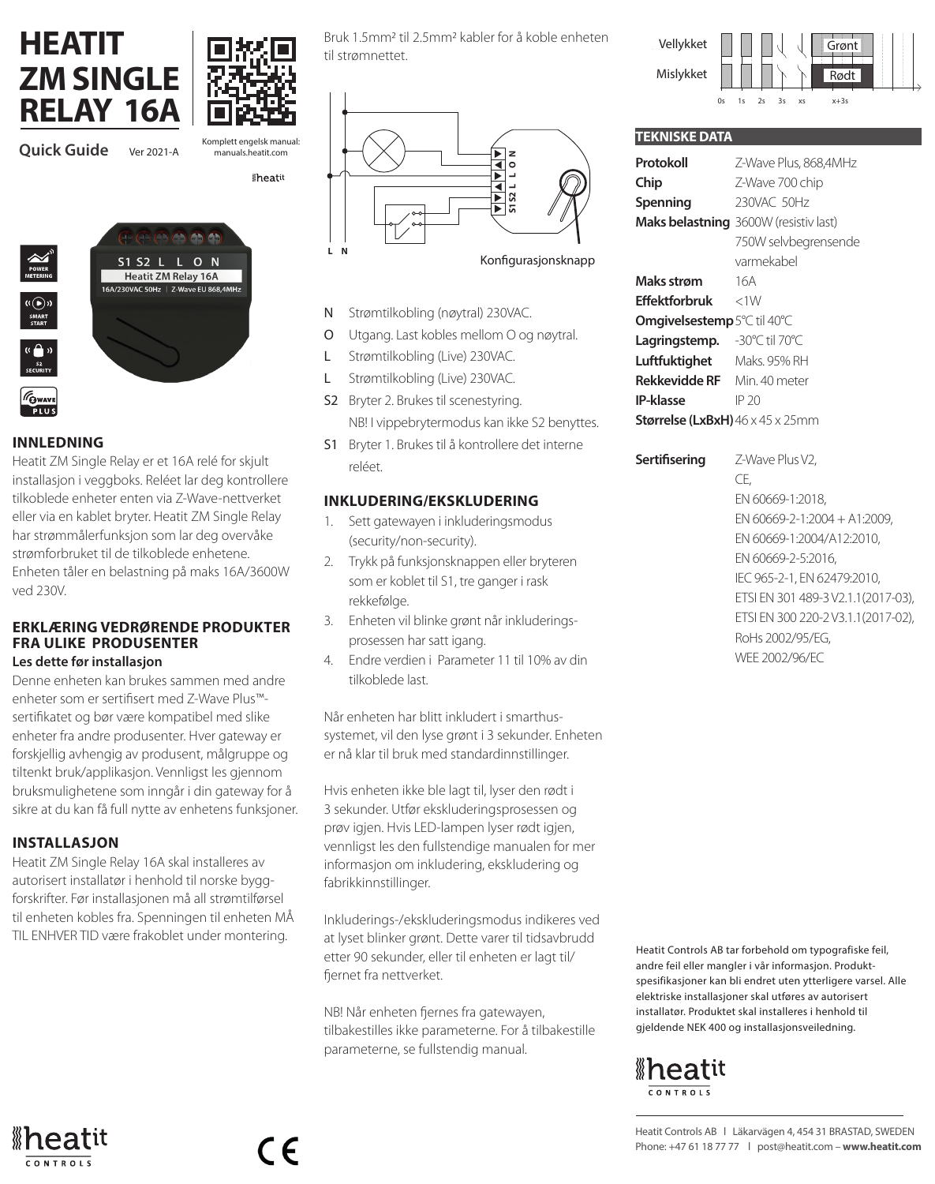# HEATIT ZM SINGLE RELAY 16A

**Quick Guide** Ver 2021-A

Komplett engelsk manual: manuals.heatit.com

## INNLEDNING

Heatit ZM Single Relay er et 16A relé for skjult installasjon i veggboks. Reléet lar deg kontrollere tilkoblede enheter enten via Z-Wave-nettverket eller via en kablet bryter. Heatit ZM Single Relay har strømmålerfunksjon som lar deg overvåke strømforbruket til de tilkoblede enhetene. Enheten tåler en belastning på maks 16A/3600W ved 230V.

## ERKLÆRING VEDRØRENDE PRODUKTER FRA ULIKE PRODUSENTER

### Les dette før installasjon

Denne enheten kan brukes sammen med andre enheter som er sertifisert med Z-Wave Plus™-sertifikatet og bør være kompatibel med slike enheter fra andre produsenter. Hver gateway er forskjellig avhengig av produsent, målgruppe og tiltenkt bruk/applikasjon. Vennligst les gjennom bruksmulighetene som inngår i din gateway for å sikre at du kan få full nytte av enhetens funksjoner.

## INSTALLASJON

Heatit ZM Single Relay 16A skal installeres av autorisert installatør i henhold til norske byggforskrifter. Før installasjonen må all strømtilførsel til enheten kobles fra. Spenningen til enheten MÅ TIL ENHVER TID være frakoblet under montering.

Bruk 1.5mm² til 2.5mm² kabler for å koble enheten til strømnettet.

Konfigurasjonsknapp

- N Strømtilkobling (nøytral) 230VAC.
- O Utgang. Last kobles mellom O og nøytral.
- L Strømtilkobling (Live) 230VAC.
- L Strømtilkobling (Live) 230VAC.
- S2 Bryter 2. Brukes til scenestyring. NB! I vippebrytermodus kan ikke S2 benyttes.
- S1 Bryter 1. Brukes til å kontrollere det interne reléet.

## INKLUDERING/EKSKLUDERING

1. Sett gatewayen i inkluderingsmodus (security/non-security).
2. Trykk på funksjonsknappen eller bryteren som er koblet til S1, tre ganger i rask rekkefølge.
3. Enheten vil blinke grønt når inkluderingsprosessen har satt igang.
4. Endre verdien i Parameter 11 til 10% av din tilkoblede last.

Når enheten har blitt inkludert i smarthussystemet, vil den lyse grønt i 3 sekunder. Enheten er nå klar til bruk med standardinnstillinger.

Hvis enheten ikke ble lagt til, lyser den rødt i 3 sekunder. Utfør ekskluderingsprosessen og prøv igjen. Hvis LED-lampen lyser rødt igjen, vennligst les den fullstendige manualen for mer informasjon om inkludering, ekskludering og fabrikkinnstillinger.

Inkluderings-/ekskluderingsmodus indikeres ved at lyset blinker grønt. Dette varer til tidsavbrudd etter 90 sekunder, eller til enheten er lagt til/fjernet fra nettverket.

NB! Når enheten fjernes fra gatewayen, tilbakestilles ikke parameterne. For å tilbakestille parameterne, se fullstendig manual.

Vellykket
Mislykket
Grønt
Rødt
0s 1s 2s 3s xs x+3s

## TEKNISKE DATA

| | |
|---|---|
| **Protokoll** | Z-Wave Plus, 868,4MHz |
| **Chip** | Z-Wave 700 chip |
| **Spenning** | 230VAC 50Hz |
| **Maks belastning** | 3600W (resistiv last)<br>750W selvbegrensende varmekabel |
| **Maks strøm** | 16A |
| **Effektforbruk** | <1W |
| **Omgivelsestemp** | 5°C til 40°C |
| **Lagringstemp.** | -30°C til 70°C |
| **Luftfuktighet** | Maks. 95% RH |
| **Rekkevidde RF** | Min. 40 meter |
| **IP-klasse** | IP 20 |
| **Størrelse (LxBxH)** | 46 x 45 x 25mm |
| **Sertifisering** | Z-Wave Plus V2,<br>CE,<br>EN 60669-1:2018,<br>EN 60669-2-1:2004 + A1:2009,<br>EN 60669-1:2004/A12:2010,<br>EN 60669-2-5:2016,<br>IEC 965-2-1, EN 62479:2010,<br>ETSI EN 301 489-3 V2.1.1(2017-03),<br>ETSI EN 300 220-2 V3.1.1(2017-02),<br>RoHs 2002/95/EG,<br>WEE 2002/96/EC |

Heatit Controls AB tar forbehold om typografiske feil, andre feil eller mangler i vår informasjon. Produktspesifikasjoner kan bli endret uten ytterligere varsel. Alle elektriske installasjoner skal utføres av autorisert installatør. Produktet skal installeres i henhold til gjeldende NEK 400 og installasjonsveiledning.

Heatit Controls AB | Läkarvägen 4, 454 31 BRASTAD, SWEDEN
Phone: +47 61 18 77 77 | post@heatit.com – **www.heatit.com**